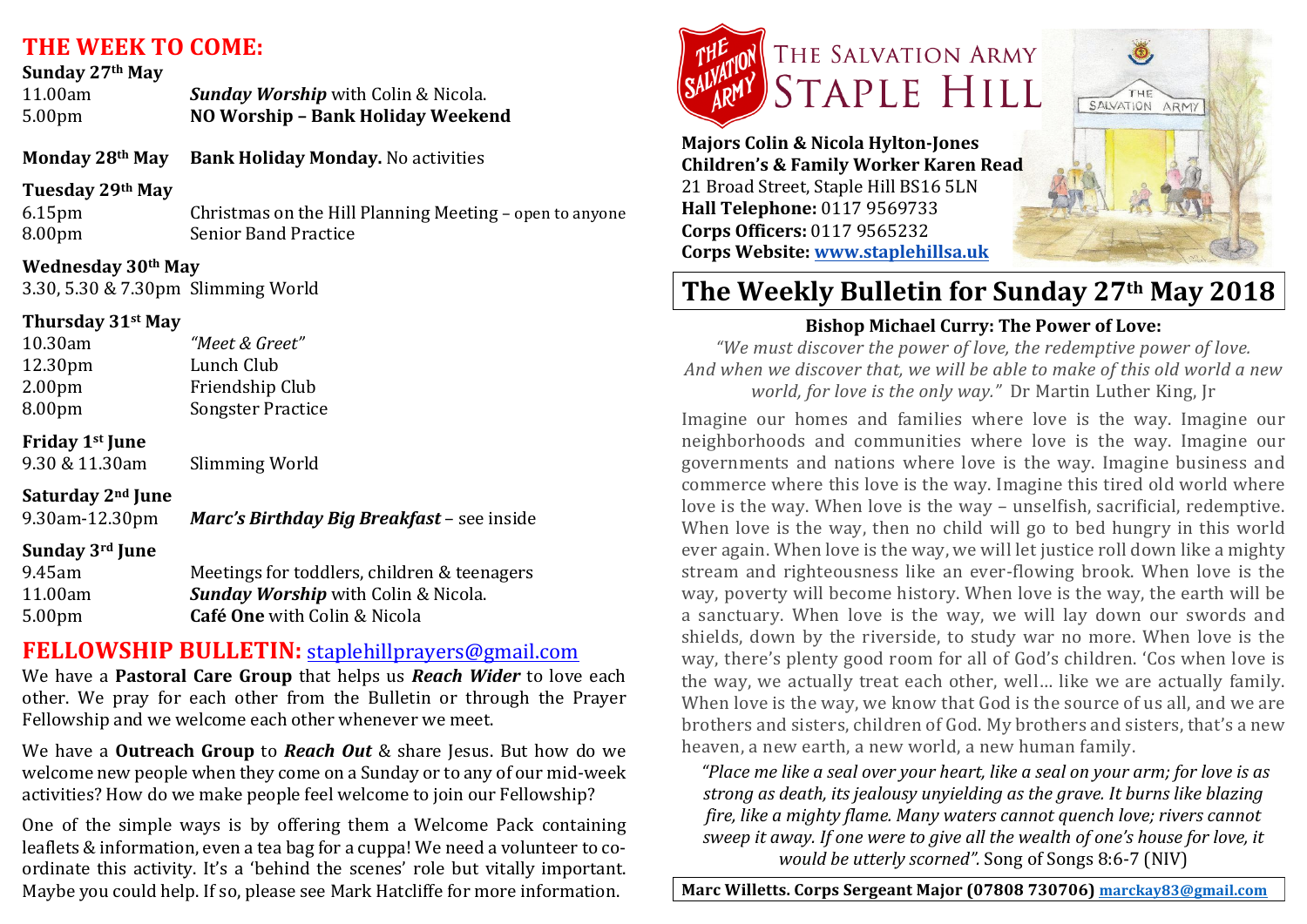# THE WEEK TO COME:

**Sunday 27th May**

| | |
|---|---|
| 11.00am | ***Sunday Worship*** with Colin & Nicola. |
| 5.00pm | **NO Worship – Bank Holiday Weekend** |

**Monday 28th May** **Bank Holiday Monday.** No activities

**Tuesday 29th May**

| | |
|---|---|
| 6.15pm | Christmas on the Hill Planning Meeting – open to anyone |
| 8.00pm | Senior Band Practice |

**Wednesday 30th May**

| | |
|---|---|
| 3.30, 5.30 & 7.30pm | Slimming World |

**Thursday 31st May**

| | |
|---|---|
| 10.30am | *"Meet & Greet"* |
| 12.30pm | Lunch Club |
| 2.00pm | Friendship Club |
| 8.00pm | Songster Practice |

**Friday 1st June**

| | |
|---|---|
| 9.30 & 11.30am | Slimming World |

**Saturday 2nd June**

| | |
|---|---|
| 9.30am-12.30pm | ***Marc's Birthday Big Breakfast*** – see inside |

**Sunday 3rd June**

| | |
|---|---|
| 9.45am | Meetings for toddlers, children & teenagers |
| 11.00am | ***Sunday Worship*** with Colin & Nicola. |
| 5.00pm | **Café One** with Colin & Nicola |

## FELLOWSHIP BULLETIN: staplehillprayers@gmail.com

We have a **Pastoral Care Group** that helps us ***Reach Wider*** to love each other. We pray for each other from the Bulletin or through the Prayer Fellowship and we welcome each other whenever we meet.

We have a **Outreach Group** to ***Reach Out*** & share Jesus. But how do we welcome new people when they come on a Sunday or to any of our mid-week activities? How do we make people feel welcome to join our Fellowship?

One of the simple ways is by offering them a Welcome Pack containing leaflets & information, even a tea bag for a cuppa! We need a volunteer to co-ordinate this activity. It's a 'behind the scenes' role but vitally important. Maybe you could help. If so, please see Mark Hatcliffe for more information.

# The Salvation Army Staple Hill

**Majors Colin & Nicola Hylton-Jones**
**Children's & Family Worker Karen Read**
21 Broad Street, Staple Hill BS16 5LN
**Hall Telephone:** 0117 9569733
**Corps Officers:** 0117 9565232
**Corps Website:** www.staplehillsa.uk

## The Weekly Bulletin for Sunday 27th May 2018

### Bishop Michael Curry: The Power of Love:

*"We must discover the power of love, the redemptive power of love. And when we discover that, we will be able to make of this old world a new world, for love is the only way."* Dr Martin Luther King, Jr

Imagine our homes and families where love is the way. Imagine our neighborhoods and communities where love is the way. Imagine our governments and nations where love is the way. Imagine business and commerce where this love is the way. Imagine this tired old world where love is the way. When love is the way – unselfish, sacrificial, redemptive. When love is the way, then no child will go to bed hungry in this world ever again. When love is the way, we will let justice roll down like a mighty stream and righteousness like an ever-flowing brook. When love is the way, poverty will become history. When love is the way, the earth will be a sanctuary. When love is the way, we will lay down our swords and shields, down by the riverside, to study war no more. When love is the way, there's plenty good room for all of God's children. 'Cos when love is the way, we actually treat each other, well… like we are actually family. When love is the way, we know that God is the source of us all, and we are brothers and sisters, children of God. My brothers and sisters, that's a new heaven, a new earth, a new world, a new human family.

*"Place me like a seal over your heart, like a seal on your arm; for love is as strong as death, its jealousy unyielding as the grave. It burns like blazing fire, like a mighty flame. Many waters cannot quench love; rivers cannot sweep it away. If one were to give all the wealth of one's house for love, it would be utterly scorned".* Song of Songs 8:6-7 (NIV)

**Marc Willetts. Corps Sergeant Major (07808 730706)** marckay83@gmail.com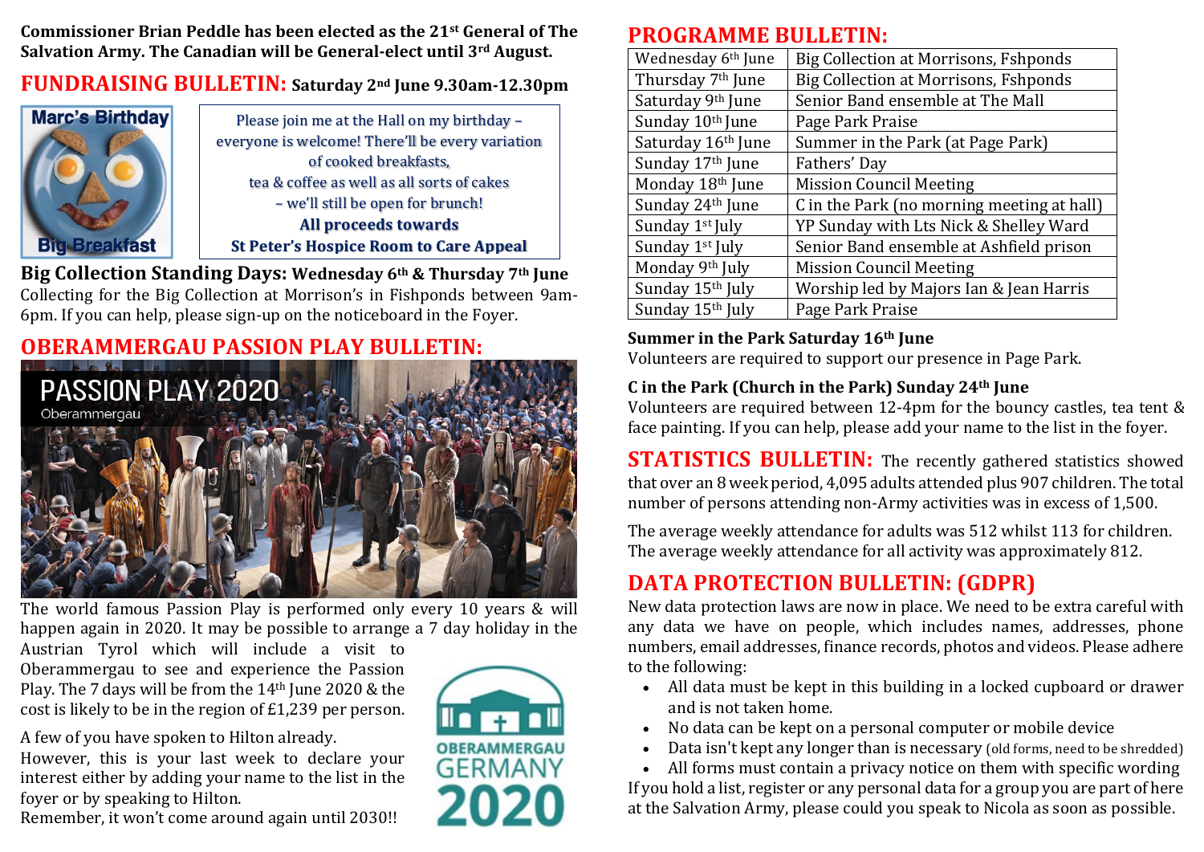**Commissioner Brian Peddle has been elected as the 21st General of The Salvation Army. The Canadian will be General-elect until 3rd August.**

## FUNDRAISING BULLETIN: Saturday 2nd June 9.30am-12.30pm

Marc's Birthday

Big Breakfast

Please join me at the Hall on my birthday – everyone is welcome! There'll be every variation of cooked breakfasts, tea & coffee as well as all sorts of cakes – we'll still be open for brunch!

**All proceeds towards St Peter's Hospice Room to Care Appeal**

**Big Collection Standing Days: Wednesday 6th & Thursday 7th June**

Collecting for the Big Collection at Morrison's in Fishponds between 9am-6pm. If you can help, please sign-up on the noticeboard in the Foyer.

## OBERAMMERGAU PASSION PLAY BULLETIN:

PASSION PLAY 2020

Oberammergau

The world famous Passion Play is performed only every 10 years & will happen again in 2020. It may be possible to arrange a 7 day holiday in the Austrian Tyrol which will include a visit to Oberammergau to see and experience the Passion Play. The 7 days will be from the 14th June 2020 & the cost is likely to be in the region of £1,239 per person.

A few of you have spoken to Hilton already.

However, this is your last week to declare your interest either by adding your name to the list in the foyer or by speaking to Hilton.

Remember, it won't come around again until 2030!!

OBERAMMERGAU GERMANY 2020

## PROGRAMME BULLETIN:

| | |
|---|---|
| Wednesday 6th June | Big Collection at Morrisons, Fshponds |
| Thursday 7th June | Big Collection at Morrisons, Fshponds |
| Saturday 9th June | Senior Band ensemble at The Mall |
| Sunday 10th June | Page Park Praise |
| Saturday 16th June | Summer in the Park (at Page Park) |
| Sunday 17th June | Fathers' Day |
| Monday 18th June | Mission Council Meeting |
| Sunday 24th June | C in the Park (no morning meeting at hall) |
| Sunday 1st July | YP Sunday with Lts Nick & Shelley Ward |
| Sunday 1st July | Senior Band ensemble at Ashfield prison |
| Monday 9th July | Mission Council Meeting |
| Sunday 15th July | Worship led by Majors Ian & Jean Harris |
| Sunday 15th July | Page Park Praise |

**Summer in the Park Saturday 16th June**

Volunteers are required to support our presence in Page Park.

**C in the Park (Church in the Park) Sunday 24th June**

Volunteers are required between 12-4pm for the bouncy castles, tea tent & face painting. If you can help, please add your name to the list in the foyer.

## STATISTICS BULLETIN:

The recently gathered statistics showed that over an 8 week period, 4,095 adults attended plus 907 children. The total number of persons attending non-Army activities was in excess of 1,500.

The average weekly attendance for adults was 512 whilst 113 for children. The average weekly attendance for all activity was approximately 812.

## DATA PROTECTION BULLETIN: (GDPR)

New data protection laws are now in place. We need to be extra careful with any data we have on people, which includes names, addresses, phone numbers, email addresses, finance records, photos and videos. Please adhere to the following:

- All data must be kept in this building in a locked cupboard or drawer and is not taken home.
- No data can be kept on a personal computer or mobile device
- Data isn't kept any longer than is necessary (old forms, need to be shredded)
- All forms must contain a privacy notice on them with specific wording

If you hold a list, register or any personal data for a group you are part of here at the Salvation Army, please could you speak to Nicola as soon as possible.